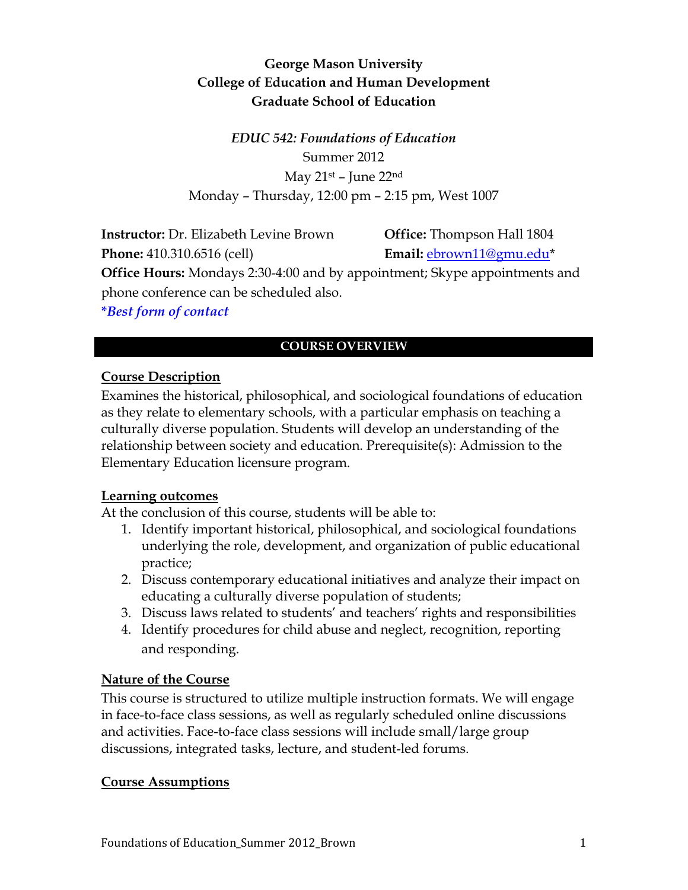**George Mason University**
**College of Education and Human Development**
**Graduate School of Education**

***EDUC 542: Foundations of Education***
Summer 2012
May 21st – June 22nd
Monday – Thursday, 12:00 pm – 2:15 pm, West 1007

**Instructor:** Dr. Elizabeth Levine Brown
**Office:** Thompson Hall 1804
**Phone:** 410.310.6516 (cell)
**Email:** ebrown11@gmu.edu*
**Office Hours:** Mondays 2:30-4:00 and by appointment; Skype appointments and phone conference can be scheduled also.
****Best form of contact***

## COURSE OVERVIEW

### Course Description

Examines the historical, philosophical, and sociological foundations of education as they relate to elementary schools, with a particular emphasis on teaching a culturally diverse population. Students will develop an understanding of the relationship between society and education. Prerequisite(s): Admission to the Elementary Education licensure program.

### Learning outcomes

At the conclusion of this course, students will be able to:

1. Identify important historical, philosophical, and sociological foundations underlying the role, development, and organization of public educational practice;
2. Discuss contemporary educational initiatives and analyze their impact on educating a culturally diverse population of students;
3. Discuss laws related to students' and teachers' rights and responsibilities
4. Identify procedures for child abuse and neglect, recognition, reporting and responding.

### Nature of the Course

This course is structured to utilize multiple instruction formats. We will engage in face-to-face class sessions, as well as regularly scheduled online discussions and activities. Face-to-face class sessions will include small/large group discussions, integrated tasks, lecture, and student-led forums.

### Course Assumptions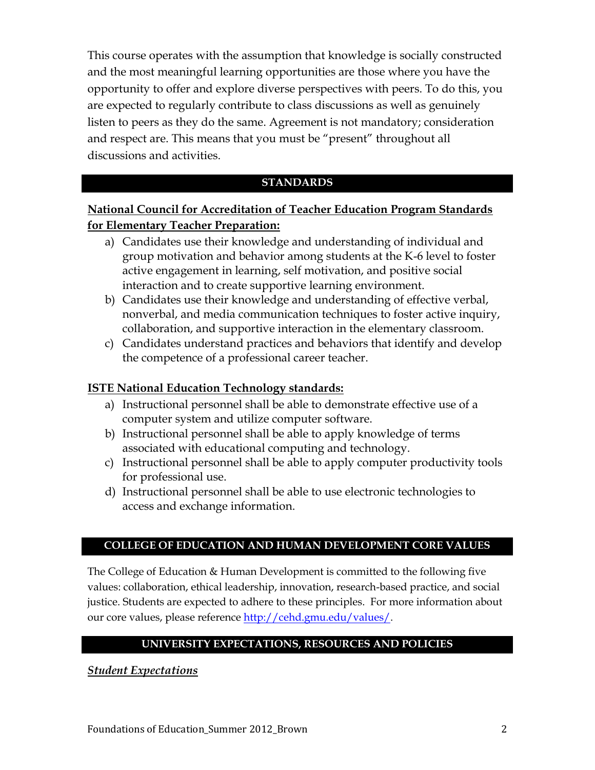This course operates with the assumption that knowledge is socially constructed and the most meaningful learning opportunities are those where you have the opportunity to offer and explore diverse perspectives with peers. To do this, you are expected to regularly contribute to class discussions as well as genuinely listen to peers as they do the same. Agreement is not mandatory; consideration and respect are. This means that you must be "present" throughout all discussions and activities.

## STANDARDS

**National Council for Accreditation of Teacher Education Program Standards for Elementary Teacher Preparation:**

a) Candidates use their knowledge and understanding of individual and group motivation and behavior among students at the K-6 level to foster active engagement in learning, self motivation, and positive social interaction and to create supportive learning environment.
b) Candidates use their knowledge and understanding of effective verbal, nonverbal, and media communication techniques to foster active inquiry, collaboration, and supportive interaction in the elementary classroom.
c) Candidates understand practices and behaviors that identify and develop the competence of a professional career teacher.

**ISTE National Education Technology standards:**

a) Instructional personnel shall be able to demonstrate effective use of a computer system and utilize computer software.
b) Instructional personnel shall be able to apply knowledge of terms associated with educational computing and technology.
c) Instructional personnel shall be able to apply computer productivity tools for professional use.
d) Instructional personnel shall be able to use electronic technologies to access and exchange information.

## COLLEGE OF EDUCATION AND HUMAN DEVELOPMENT CORE VALUES

The College of Education & Human Development is committed to the following five values: collaboration, ethical leadership, innovation, research-based practice, and social justice. Students are expected to adhere to these principles. For more information about our core values, please reference http://cehd.gmu.edu/values/.

## UNIVERSITY EXPECTATIONS, RESOURCES AND POLICIES

***Student Expectations***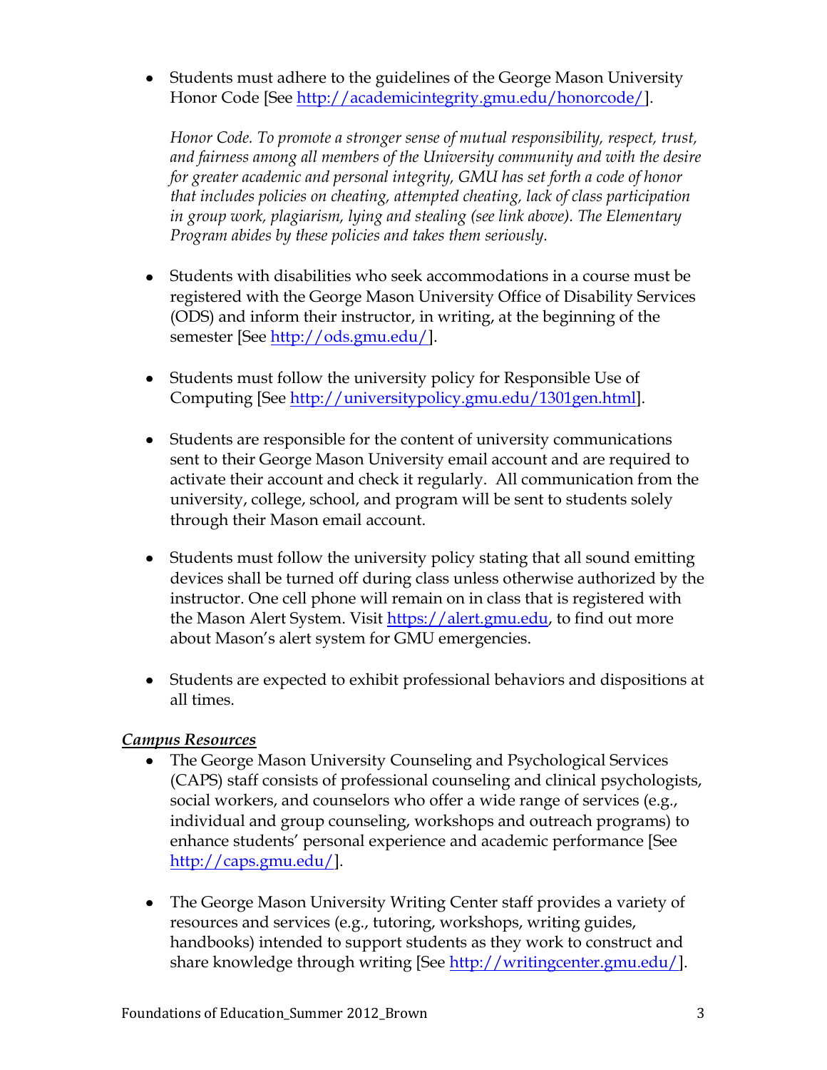- Students must adhere to the guidelines of the George Mason University Honor Code [See http://academicintegrity.gmu.edu/honorcode/].

  *Honor Code. To promote a stronger sense of mutual responsibility, respect, trust, and fairness among all members of the University community and with the desire for greater academic and personal integrity, GMU has set forth a code of honor that includes policies on cheating, attempted cheating, lack of class participation in group work, plagiarism, lying and stealing (see link above). The Elementary Program abides by these policies and takes them seriously.*

- Students with disabilities who seek accommodations in a course must be registered with the George Mason University Office of Disability Services (ODS) and inform their instructor, in writing, at the beginning of the semester [See http://ods.gmu.edu/].

- Students must follow the university policy for Responsible Use of Computing [See http://universitypolicy.gmu.edu/1301gen.html].

- Students are responsible for the content of university communications sent to their George Mason University email account and are required to activate their account and check it regularly. All communication from the university, college, school, and program will be sent to students solely through their Mason email account.

- Students must follow the university policy stating that all sound emitting devices shall be turned off during class unless otherwise authorized by the instructor. One cell phone will remain on in class that is registered with the Mason Alert System. Visit https://alert.gmu.edu, to find out more about Mason's alert system for GMU emergencies.

- Students are expected to exhibit professional behaviors and dispositions at all times.

***Campus Resources***

- The George Mason University Counseling and Psychological Services (CAPS) staff consists of professional counseling and clinical psychologists, social workers, and counselors who offer a wide range of services (e.g., individual and group counseling, workshops and outreach programs) to enhance students' personal experience and academic performance [See http://caps.gmu.edu/].

- The George Mason University Writing Center staff provides a variety of resources and services (e.g., tutoring, workshops, writing guides, handbooks) intended to support students as they work to construct and share knowledge through writing [See http://writingcenter.gmu.edu/].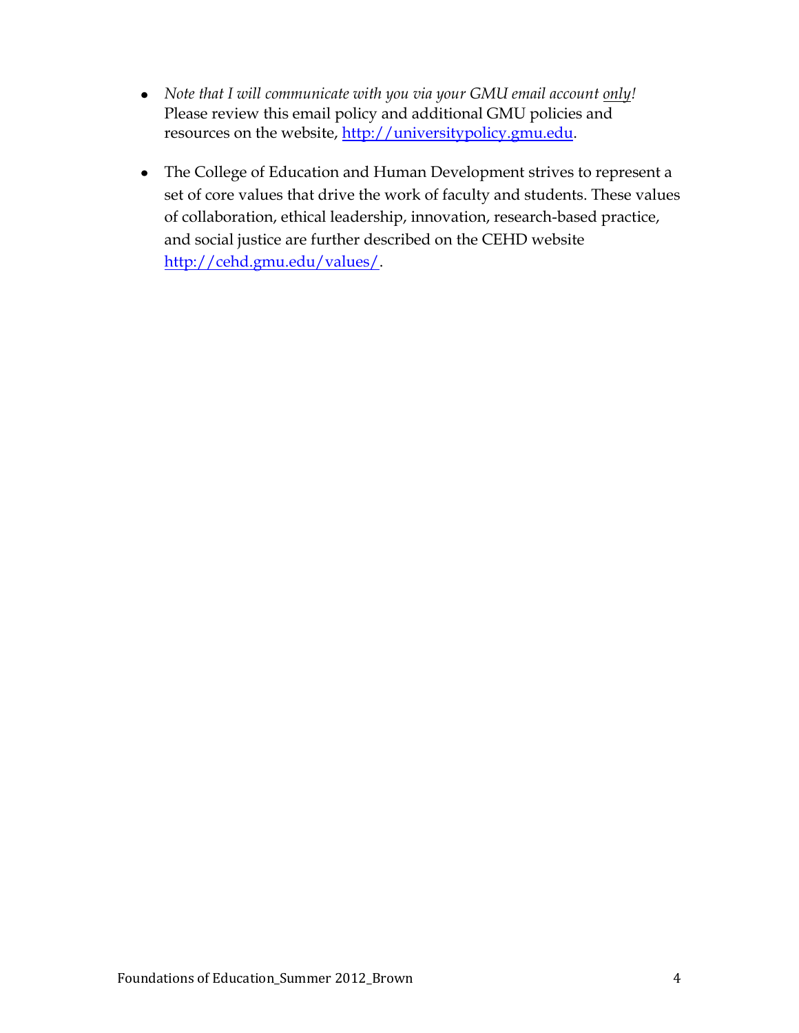- *Note that I will communicate with you via your GMU email account* <u>*only*</u>*!* Please review this email policy and additional GMU policies and resources on the website, [http://universitypolicy.gmu.edu](http://universitypolicy.gmu.edu).

- The College of Education and Human Development strives to represent a set of core values that drive the work of faculty and students. These values of collaboration, ethical leadership, innovation, research-based practice, and social justice are further described on the CEHD website [http://cehd.gmu.edu/values/](http://cehd.gmu.edu/values/).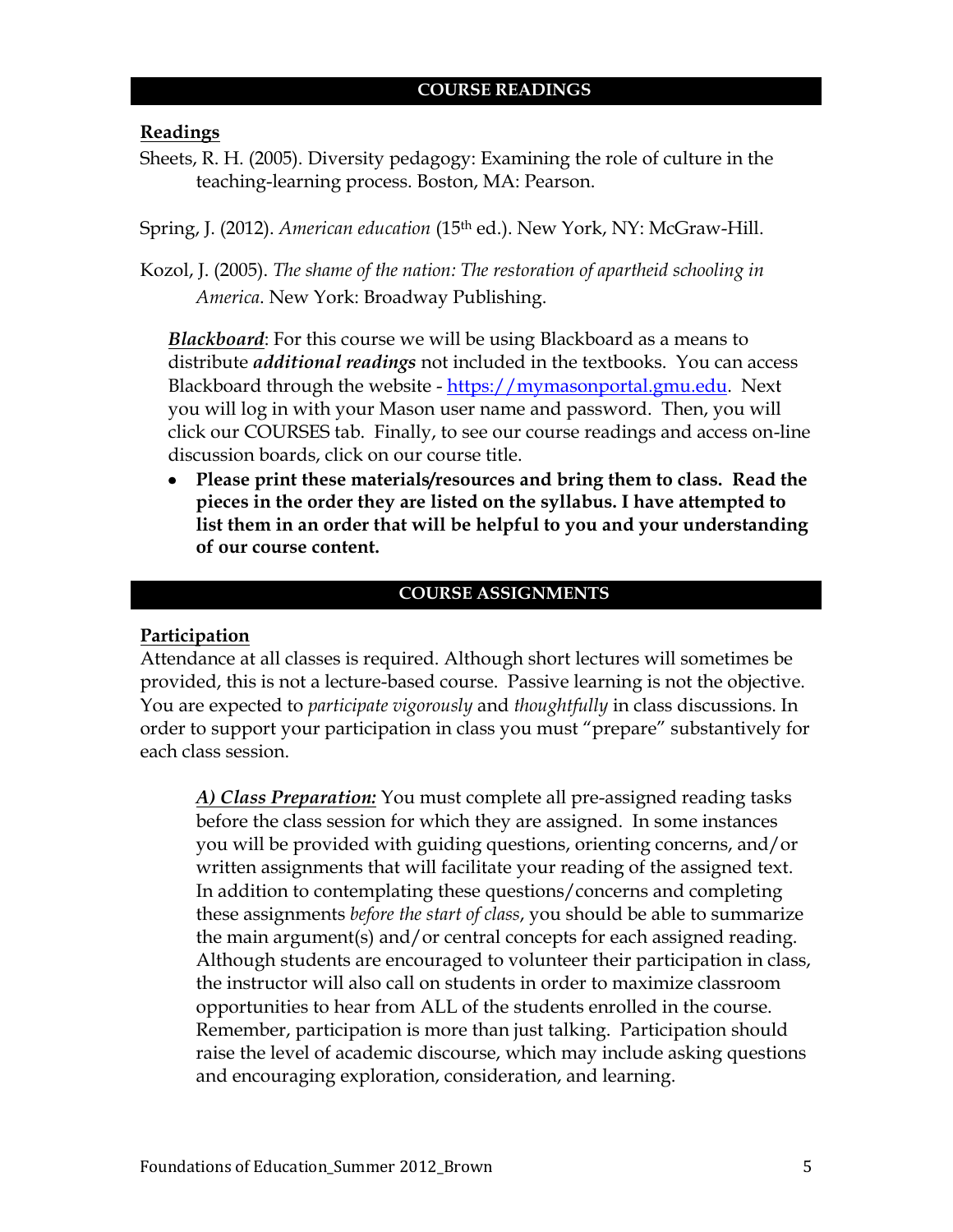## COURSE READINGS

**Readings**

Sheets, R. H. (2005). Diversity pedagogy: Examining the role of culture in the teaching-learning process. Boston, MA: Pearson.

Spring, J. (2012). *American education* (15th ed.). New York, NY: McGraw-Hill.

Kozol, J. (2005). *The shame of the nation: The restoration of apartheid schooling in America*. New York: Broadway Publishing.

***Blackboard***: For this course we will be using Blackboard as a means to distribute ***additional readings*** not included in the textbooks. You can access Blackboard through the website - https://mymasonportal.gmu.edu. Next you will log in with your Mason user name and password. Then, you will click our COURSES tab. Finally, to see our course readings and access on-line discussion boards, click on our course title.

- **Please print these materials/resources and bring them to class. Read the pieces in the order they are listed on the syllabus. I have attempted to list them in an order that will be helpful to you and your understanding of our course content.**

## COURSE ASSIGNMENTS

**Participation**

Attendance at all classes is required. Although short lectures will sometimes be provided, this is not a lecture-based course. Passive learning is not the objective. You are expected to *participate vigorously* and *thoughtfully* in class discussions. In order to support your participation in class you must "prepare" substantively for each class session.

***A) Class Preparation:*** You must complete all pre-assigned reading tasks before the class session for which they are assigned. In some instances you will be provided with guiding questions, orienting concerns, and/or written assignments that will facilitate your reading of the assigned text. In addition to contemplating these questions/concerns and completing these assignments *before the start of class*, you should be able to summarize the main argument(s) and/or central concepts for each assigned reading. Although students are encouraged to volunteer their participation in class, the instructor will also call on students in order to maximize classroom opportunities to hear from ALL of the students enrolled in the course. Remember, participation is more than just talking. Participation should raise the level of academic discourse, which may include asking questions and encouraging exploration, consideration, and learning.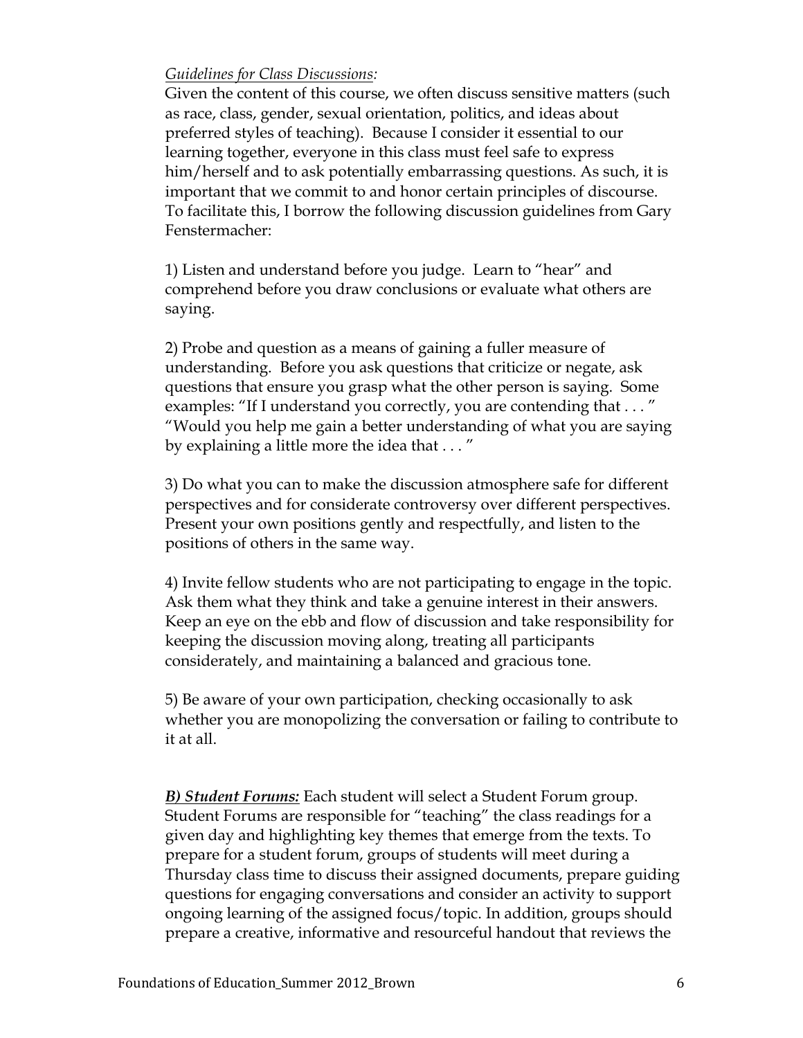*Guidelines for Class Discussions:*

Given the content of this course, we often discuss sensitive matters (such as race, class, gender, sexual orientation, politics, and ideas about preferred styles of teaching). Because I consider it essential to our learning together, everyone in this class must feel safe to express him/herself and to ask potentially embarrassing questions. As such, it is important that we commit to and honor certain principles of discourse. To facilitate this, I borrow the following discussion guidelines from Gary Fenstermacher:

1) Listen and understand before you judge. Learn to "hear" and comprehend before you draw conclusions or evaluate what others are saying.

2) Probe and question as a means of gaining a fuller measure of understanding. Before you ask questions that criticize or negate, ask questions that ensure you grasp what the other person is saying. Some examples: "If I understand you correctly, you are contending that . . . " "Would you help me gain a better understanding of what you are saying by explaining a little more the idea that . . . "

3) Do what you can to make the discussion atmosphere safe for different perspectives and for considerate controversy over different perspectives. Present your own positions gently and respectfully, and listen to the positions of others in the same way.

4) Invite fellow students who are not participating to engage in the topic. Ask them what they think and take a genuine interest in their answers. Keep an eye on the ebb and flow of discussion and take responsibility for keeping the discussion moving along, treating all participants considerately, and maintaining a balanced and gracious tone.

5) Be aware of your own participation, checking occasionally to ask whether you are monopolizing the conversation or failing to contribute to it at all.

***B) Student Forums:*** Each student will select a Student Forum group. Student Forums are responsible for "teaching" the class readings for a given day and highlighting key themes that emerge from the texts. To prepare for a student forum, groups of students will meet during a Thursday class time to discuss their assigned documents, prepare guiding questions for engaging conversations and consider an activity to support ongoing learning of the assigned focus/topic. In addition, groups should prepare a creative, informative and resourceful handout that reviews the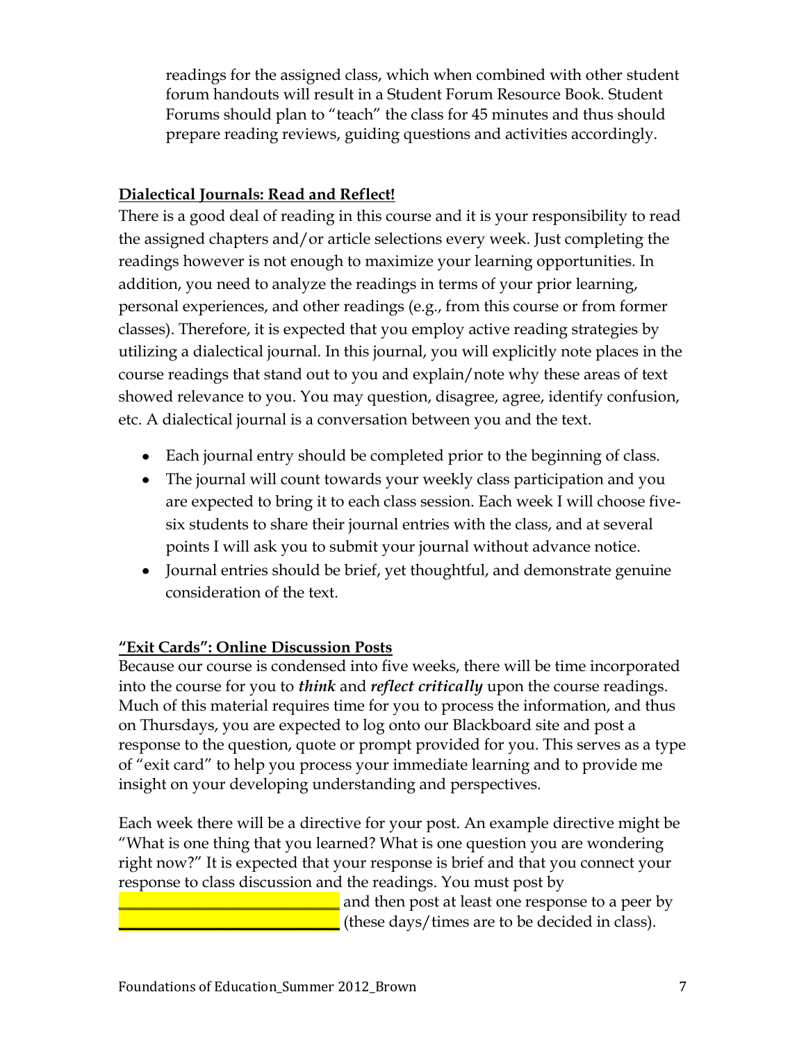readings for the assigned class, which when combined with other student forum handouts will result in a Student Forum Resource Book. Student Forums should plan to "teach" the class for 45 minutes and thus should prepare reading reviews, guiding questions and activities accordingly.

**Dialectical Journals: Read and Reflect!**

There is a good deal of reading in this course and it is your responsibility to read the assigned chapters and/or article selections every week. Just completing the readings however is not enough to maximize your learning opportunities. In addition, you need to analyze the readings in terms of your prior learning, personal experiences, and other readings (e.g., from this course or from former classes). Therefore, it is expected that you employ active reading strategies by utilizing a dialectical journal. In this journal, you will explicitly note places in the course readings that stand out to you and explain/note why these areas of text showed relevance to you. You may question, disagree, agree, identify confusion, etc. A dialectical journal is a conversation between you and the text.

- Each journal entry should be completed prior to the beginning of class.
- The journal will count towards your weekly class participation and you are expected to bring it to each class session. Each week I will choose five-six students to share their journal entries with the class, and at several points I will ask you to submit your journal without advance notice.
- Journal entries should be brief, yet thoughtful, and demonstrate genuine consideration of the text.

**"Exit Cards": Online Discussion Posts**

Because our course is condensed into five weeks, there will be time incorporated into the course for you to ***think*** and ***reflect critically*** upon the course readings. Much of this material requires time for you to process the information, and thus on Thursdays, you are expected to log onto our Blackboard site and post a response to the question, quote or prompt provided for you. This serves as a type of "exit card" to help you process your immediate learning and to provide me insight on your developing understanding and perspectives.

Each week there will be a directive for your post. An example directive might be "What is one thing that you learned? What is one question you are wondering right now?" It is expected that your response is brief and that you connect your response to class discussion and the readings. You must post by ____________________________ and then post at least one response to a peer by ____________________________ (these days/times are to be decided in class).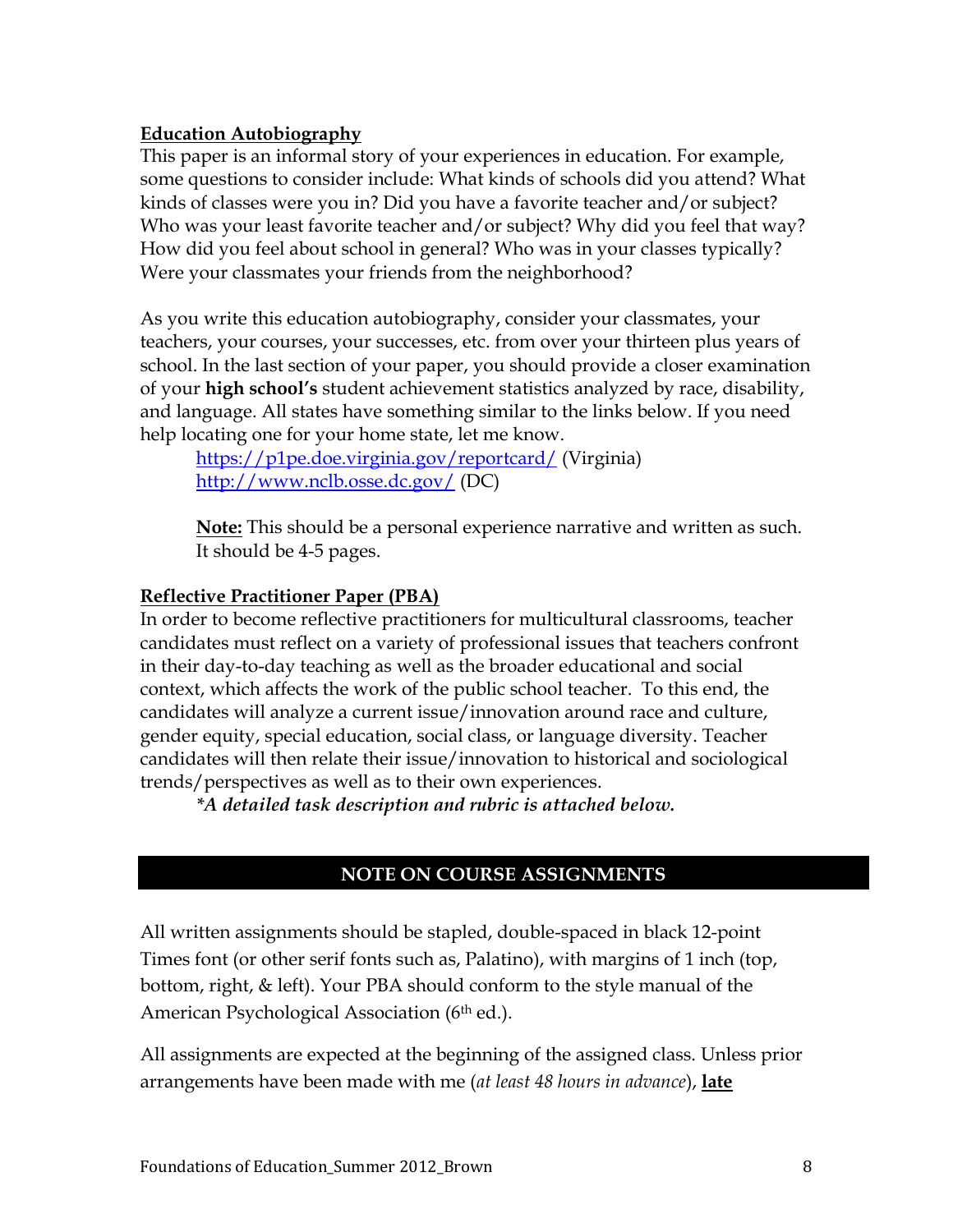**<u>Education Autobiography</u>**

This paper is an informal story of your experiences in education. For example, some questions to consider include: What kinds of schools did you attend? What kinds of classes were you in? Did you have a favorite teacher and/or subject? Who was your least favorite teacher and/or subject? Why did you feel that way? How did you feel about school in general? Who was in your classes typically? Were your classmates your friends from the neighborhood?

As you write this education autobiography, consider your classmates, your teachers, your courses, your successes, etc. from over your thirteen plus years of school. In the last section of your paper, you should provide a closer examination of your **high school's** student achievement statistics analyzed by race, disability, and language. All states have something similar to the links below. If you need help locating one for your home state, let me know.

> https://p1pe.doe.virginia.gov/reportcard/ (Virginia)
> http://www.nclb.osse.dc.gov/ (DC)
>
> **<u>Note:</u>** This should be a personal experience narrative and written as such. It should be 4-5 pages.

**<u>Reflective Practitioner Paper (PBA)</u>**

In order to become reflective practitioners for multicultural classrooms, teacher candidates must reflect on a variety of professional issues that teachers confront in their day-to-day teaching as well as the broader educational and social context, which affects the work of the public school teacher. To this end, the candidates will analyze a current issue/innovation around race and culture, gender equity, special education, social class, or language diversity. Teacher candidates will then relate their issue/innovation to historical and sociological trends/perspectives as well as to their own experiences.

> ***A detailed task description and rubric is attached below.***

## NOTE ON COURSE ASSIGNMENTS

All written assignments should be stapled, double-spaced in black 12-point Times font (or other serif fonts such as, Palatino), with margins of 1 inch (top, bottom, right, & left). Your PBA should conform to the style manual of the American Psychological Association (6th ed.).

All assignments are expected at the beginning of the assigned class. Unless prior arrangements have been made with me (*at least 48 hours in advance*), **<u>late</u>**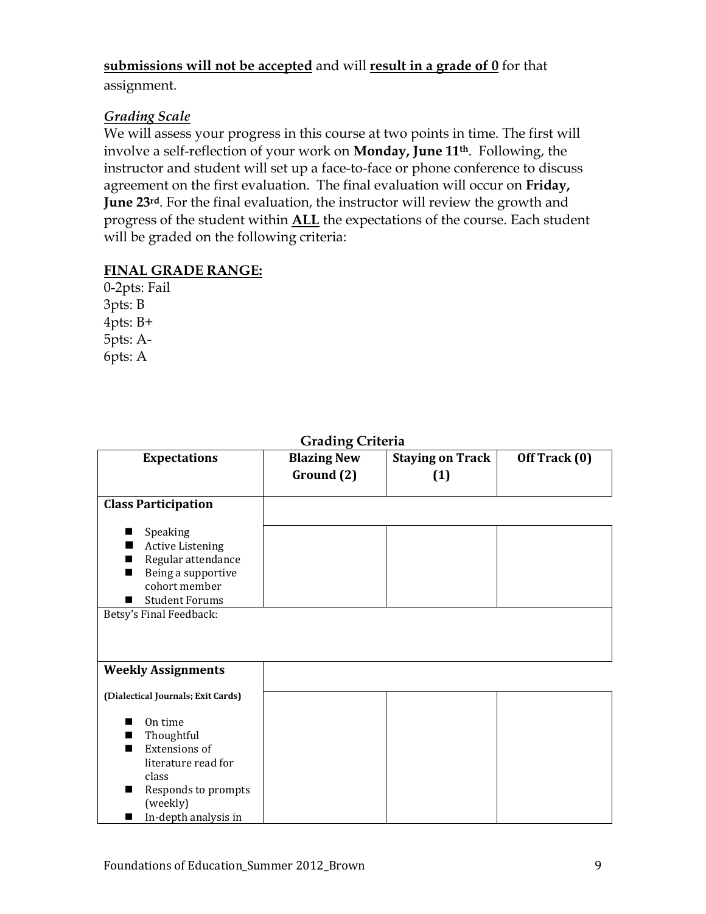**<u>submissions will not be accepted</u>** and will **<u>result in a grade of 0</u>** for that assignment.

***<u>Grading Scale</u>***

We will assess your progress in this course at two points in time. The first will involve a self-reflection of your work on **Monday, June 11th**. Following, the instructor and student will set up a face-to-face or phone conference to discuss agreement on the first evaluation. The final evaluation will occur on **Friday, June 23rd**. For the final evaluation, the instructor will review the growth and progress of the student within **<u>ALL</u>** the expectations of the course. Each student will be graded on the following criteria:

**<u>FINAL GRADE RANGE:</u>**

0-2pts: Fail
3pts: B
4pts: B+
5pts: A-
6pts: A

**Grading Criteria**

| Expectations | Blazing New Ground (2) | Staying on Track (1) | Off Track (0) |
|---|---|---|---|
| **Class Participation** | | | |
| ■ Speaking<br>■ Active Listening<br>■ Regular attendance<br>■ Being a supportive cohort member<br>■ Student Forums | | | |
| Betsy's Final Feedback: | | | |
| **Weekly Assignments**<br>**(Dialectical Journals; Exit Cards)** | | | |
| ■ On time<br>■ Thoughtful<br>■ Extensions of literature read for class<br>■ Responds to prompts (weekly)<br>■ In-depth analysis in | | | |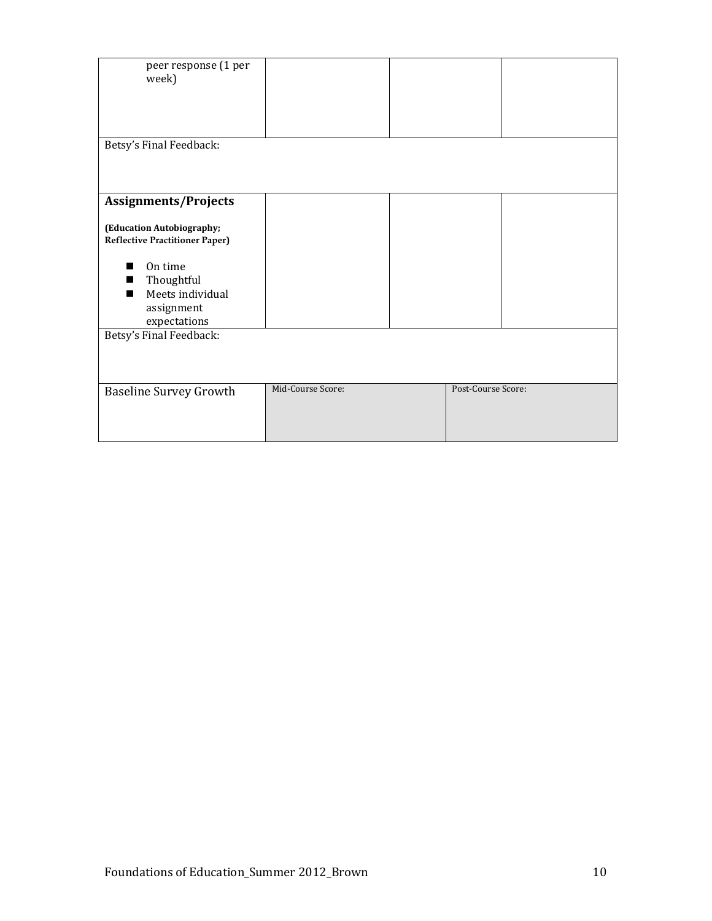| | | | |
|---|---|---|---|
| peer response (1 per week) | | | |
| Betsy's Final Feedback: | | | |
| **Assignments/Projects**<br><br>**(Education Autobiography; Reflective Practitioner Paper)**<br><br>■ On time<br>■ Thoughtful<br>■ Meets individual assignment expectations | | | |
| Betsy's Final Feedback: | | | |
| Baseline Survey Growth | Mid-Course Score: | | Post-Course Score: |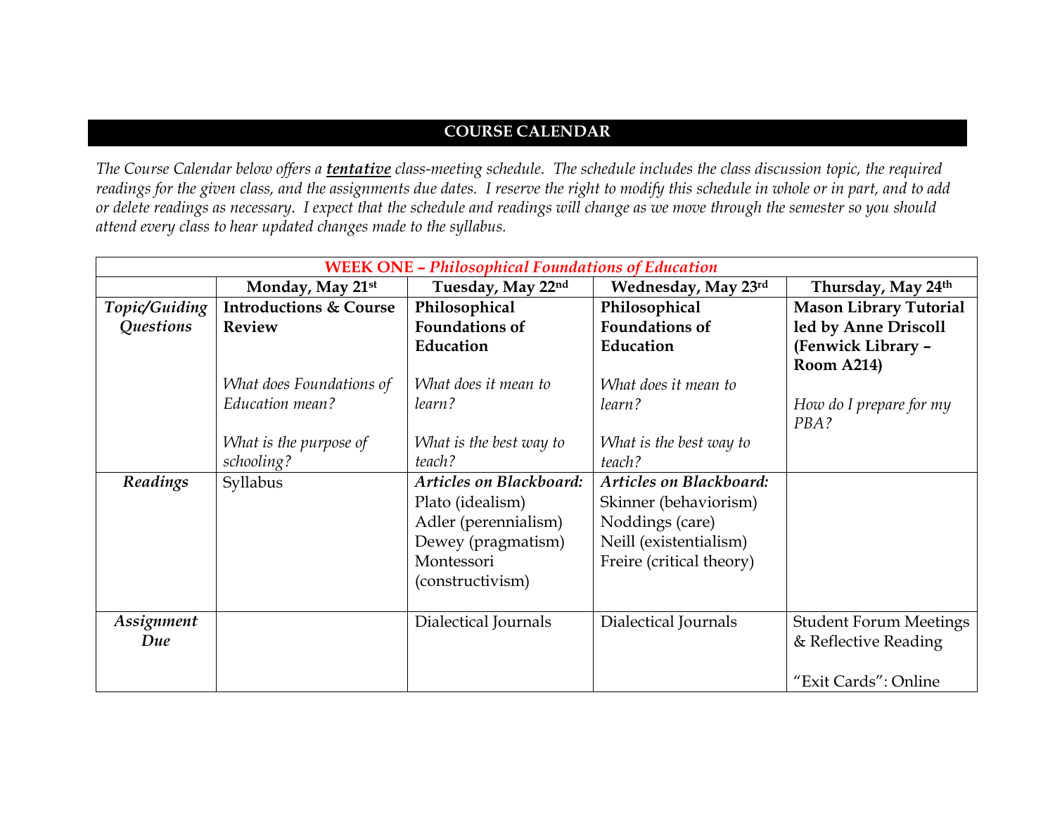## COURSE CALENDAR

*The Course Calendar below offers a **tentative** class-meeting schedule. The schedule includes the class discussion topic, the required readings for the given class, and the assignments due dates. I reserve the right to modify this schedule in whole or in part, and to add or delete readings as necessary. I expect that the schedule and readings will change as we move through the semester so you should attend every class to hear updated changes made to the syllabus.*

| **WEEK ONE – *Philosophical Foundations of Education*** | | | | |
|---|---|---|---|---|
| | **Monday, May 21st** | **Tuesday, May 22nd** | **Wednesday, May 23rd** | **Thursday, May 24th** |
| ***Topic/Guiding Questions*** | **Introductions & Course Review**<br><br>*What does Foundations of Education mean?*<br><br>*What is the purpose of schooling?* | **Philosophical Foundations of Education**<br><br>*What does it mean to learn?*<br><br>*What is the best way to teach?* | **Philosophical Foundations of Education**<br><br>*What does it mean to learn?*<br><br>*What is the best way to teach?* | **Mason Library Tutorial led by Anne Driscoll (Fenwick Library – Room A214)**<br><br>*How do I prepare for my PBA?* |
| ***Readings*** | Syllabus | ***Articles on Blackboard:***<br>Plato (idealism)<br>Adler (perennialism)<br>Dewey (pragmatism)<br>Montessori (constructivism) | ***Articles on Blackboard:***<br>Skinner (behaviorism)<br>Noddings (care)<br>Neill (existentialism)<br>Freire (critical theory) | |
| ***Assignment Due*** | | Dialectical Journals | Dialectical Journals | Student Forum Meetings & Reflective Reading<br><br>"Exit Cards": Online |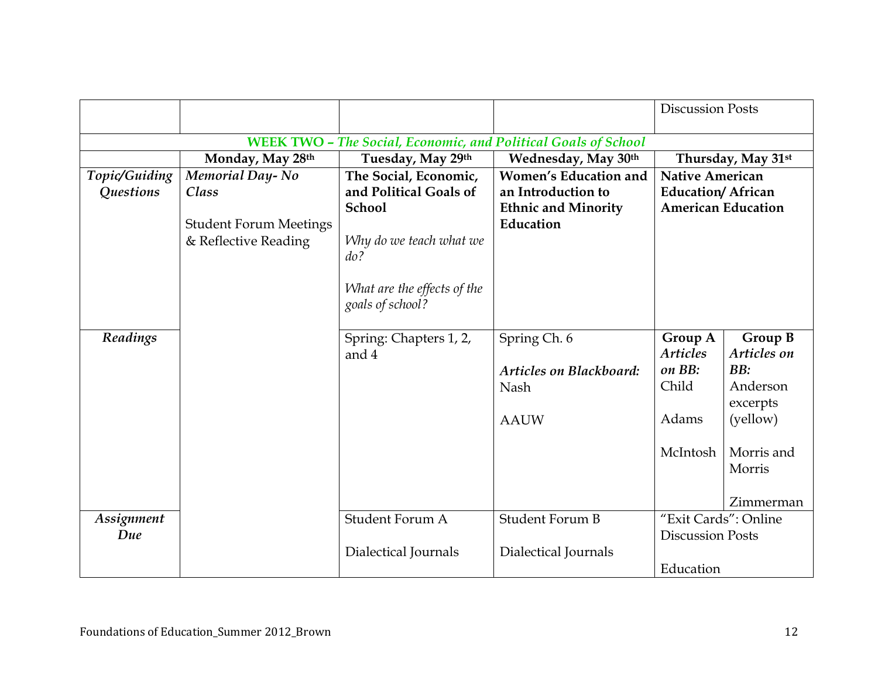|  |  |  |  | Discussion Posts |  |
|---|---|---|---|---|---|
| **WEEK TWO – *The Social, Economic, and Political Goals of School*** |  |  |  |  |  |
|  | **Monday, May 28th** | **Tuesday, May 29th** | **Wednesday, May 30th** | **Thursday, May 31st** |  |
| ***Topic/Guiding Questions*** | ***Memorial Day- No Class***<br><br>Student Forum Meetings & Reflective Reading | **The Social, Economic, and Political Goals of School**<br><br>*Why do we teach what we do?*<br><br>*What are the effects of the goals of school?* | **Women's Education and an Introduction to Ethnic and Minority Education** | **Native American Education/ African American Education** |  |
| ***Readings*** |  | Spring: Chapters 1, 2, and 4 | Spring Ch. 6<br><br>***Articles on Blackboard:***<br>Nash<br><br>AAUW | **Group A** ***Articles on BB:***<br>Child<br><br>Adams<br><br>McIntosh | **Group B** ***Articles on BB:***<br>Anderson excerpts (yellow)<br><br>Morris and Morris<br><br>Zimmerman |
| ***Assignment Due*** |  | Student Forum A<br><br>Dialectical Journals | Student Forum B<br><br>Dialectical Journals | "Exit Cards": Online Discussion Posts<br><br>Education |  |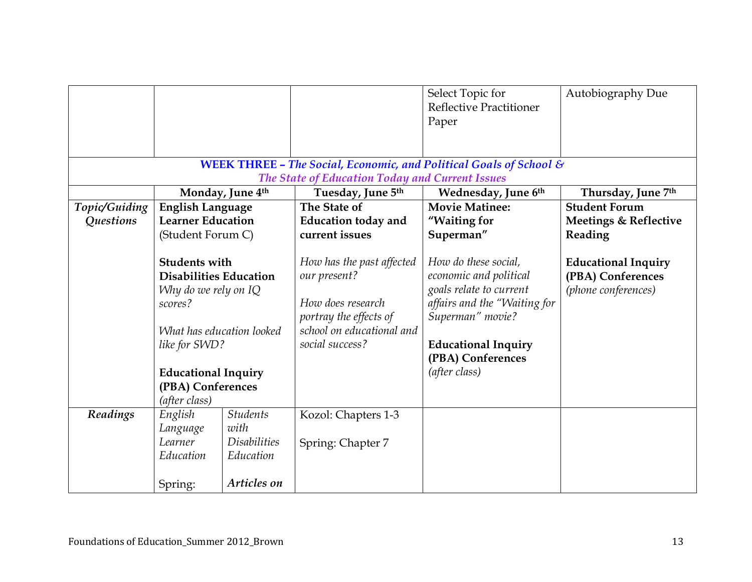| | | | | |
|---|---|---|---|---|
| | | | Select Topic for Reflective Practitioner Paper | Autobiography Due |

**WEEK THREE – *The Social, Economic, and Political Goals of School & The State of Education Today and Current Issues***

| | Monday, June 4th | | Tuesday, June 5th | Wednesday, June 6th | Thursday, June 7th |
|---|---|---|---|---|---|
| *Topic/Guiding Questions* | **English Language Learner Education** (Student Forum C)<br><br>**Students with Disabilities Education**<br>*Why do we rely on IQ scores?*<br><br>*What has education looked like for SWD?*<br><br>**Educational Inquiry (PBA) Conferences**<br>*(after class)* | | **The State of Education today and current issues**<br><br>*How has the past affected our present?*<br><br>*How does research portray the effects of school on educational and social success?* | **Movie Matinee: "Waiting for Superman"**<br><br>*How do these social, economic and political goals relate to current affairs and the "Waiting for Superman" movie?*<br><br>**Educational Inquiry (PBA) Conferences**<br>*(after class)* | **Student Forum Meetings & Reflective Reading**<br><br>**Educational Inquiry (PBA) Conferences**<br>*(phone conferences)* |
| ***Readings*** | *English Language Learner Education*<br><br>Spring: | *Students with Disabilities Education*<br><br>***Articles on*** | Kozol: Chapters 1-3<br><br>Spring: Chapter 7 | | |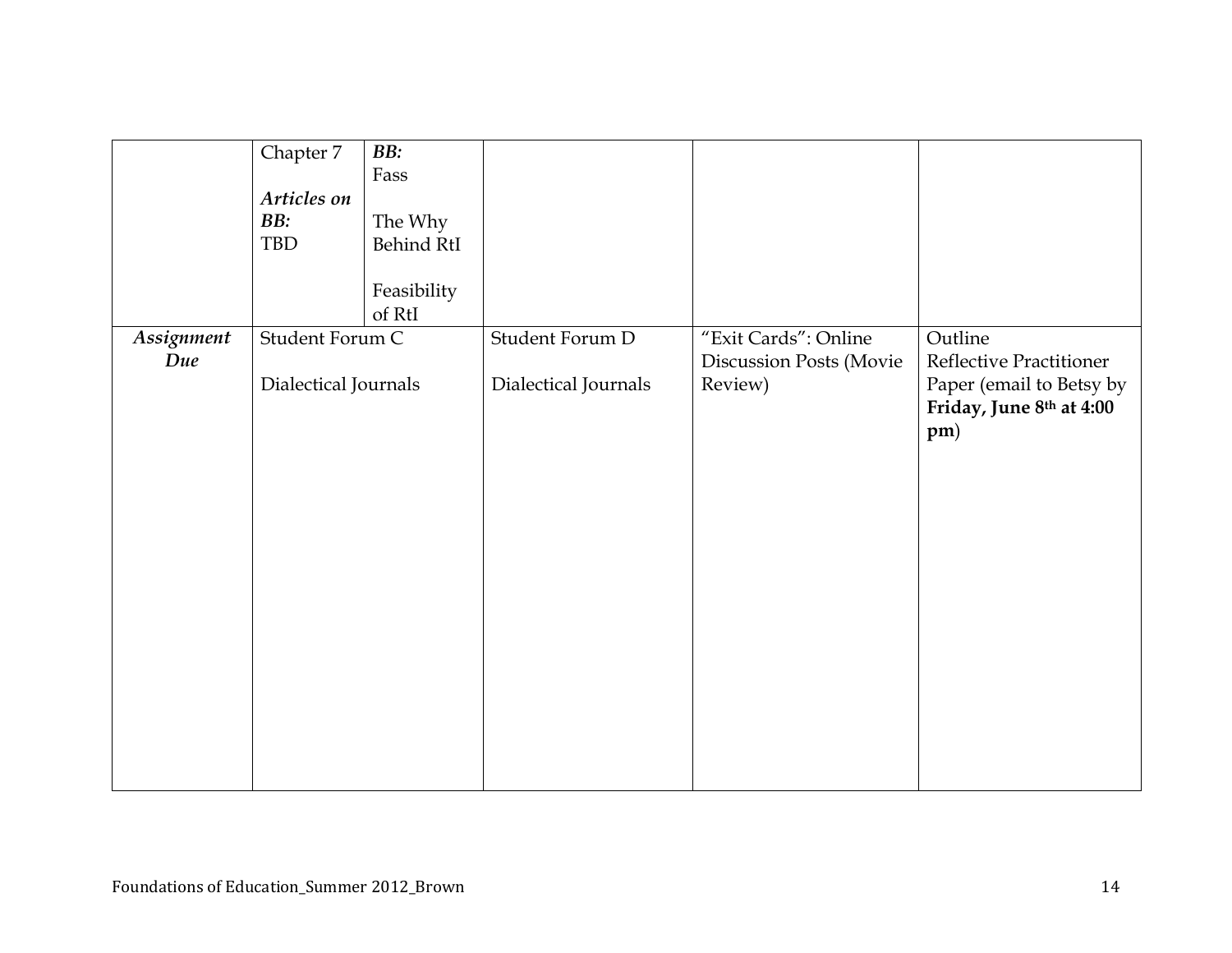| | | | | | |
|---|---|---|---|---|---|
| | Chapter 7<br><br>***Articles on BB:***<br>TBD | ***BB:***<br>Fass<br><br>The Why Behind RtI<br><br>Feasibility of RtI | | | |
| ***Assignment Due*** | Student Forum C<br><br>Dialectical Journals | | Student Forum D<br><br>Dialectical Journals | "Exit Cards": Online Discussion Posts (Movie Review) | Outline<br>Reflective Practitioner Paper (email to Betsy by **Friday, June 8th at 4:00 pm**) |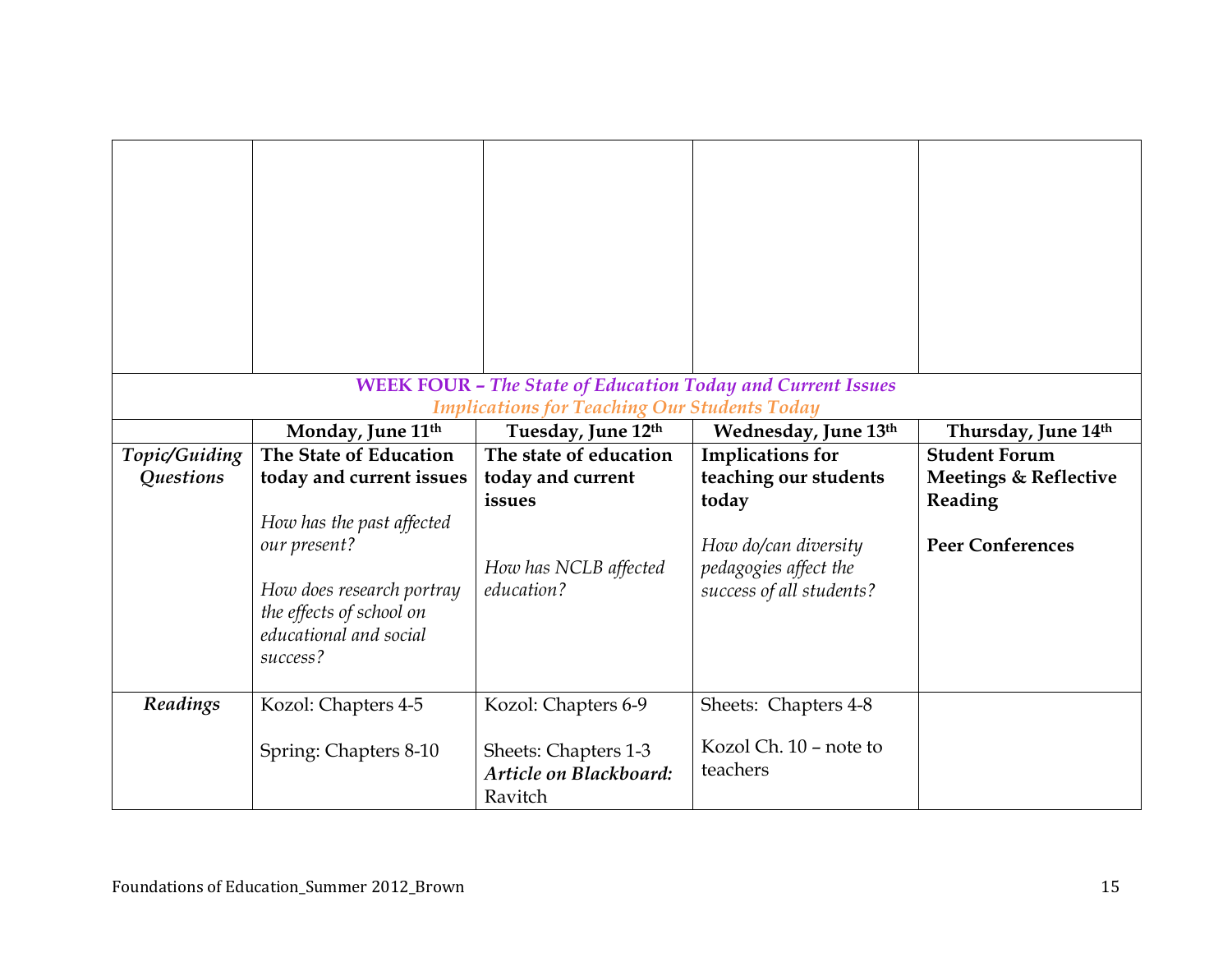| | | | | |
|---|---|---|---|---|
| | | | | |

**WEEK FOUR –** ***The State of Education Today and Current Issues***

***Implications for Teaching Our Students Today***

| | Monday, June 11th | Tuesday, June 12th | Wednesday, June 13th | Thursday, June 14th |
|---|---|---|---|---|
| *Topic/Guiding Questions* | **The State of Education today and current issues**<br><br>*How has the past affected our present?*<br><br>*How does research portray the effects of school on educational and social success?* | **The state of education today and current issues**<br><br>*How has NCLB affected education?* | **Implications for teaching our students today**<br><br>*How do/can diversity pedagogies affect the success of all students?* | **Student Forum Meetings & Reflective Reading**<br><br>**Peer Conferences** |
| ***Readings*** | Kozol: Chapters 4-5<br><br>Spring: Chapters 8-10 | Kozol: Chapters 6-9<br><br>Sheets: Chapters 1-3<br>***Article on Blackboard:*** Ravitch | Sheets: Chapters 4-8<br><br>Kozol Ch. 10 – note to teachers | |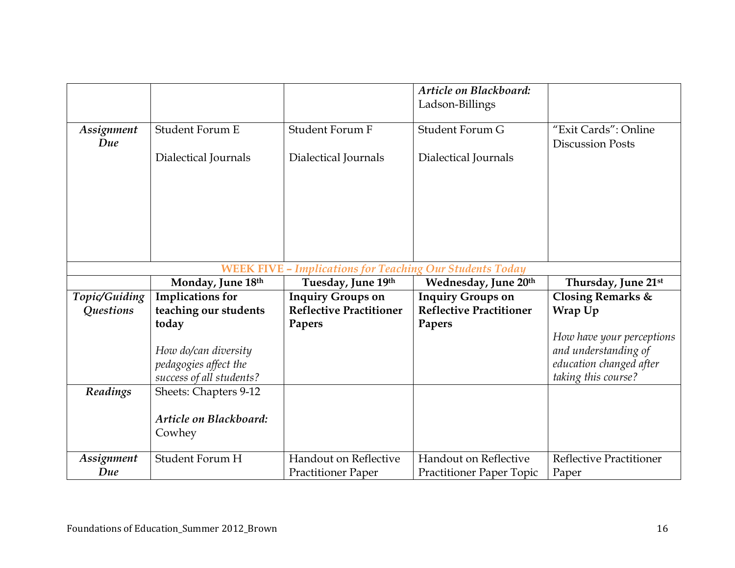| | | | | |
|---|---|---|---|---|
| | | | ***Article on Blackboard:*** Ladson-Billings | |
| ***Assignment Due*** | Student Forum E<br><br>Dialectical Journals | Student Forum F<br><br>Dialectical Journals | Student Forum G<br><br>Dialectical Journals | "Exit Cards": Online Discussion Posts |
| **WEEK FIVE –** ***Implications for Teaching Our Students Today*** | | | | |
| | **Monday, June 18th** | **Tuesday, June 19th** | **Wednesday, June 20th** | **Thursday, June 21st** |
| ***Topic/Guiding Questions*** | **Implications for teaching our students today**<br><br>*How do/can diversity pedagogies affect the success of all students?* | **Inquiry Groups on Reflective Practitioner Papers** | **Inquiry Groups on Reflective Practitioner Papers** | **Closing Remarks & Wrap Up**<br><br>*How have your perceptions and understanding of education changed after taking this course?* |
| ***Readings*** | Sheets: Chapters 9-12<br><br>***Article on Blackboard:*** Cowhey | | | |
| ***Assignment Due*** | Student Forum H | Handout on Reflective Practitioner Paper | Handout on Reflective Practitioner Paper Topic | Reflective Practitioner Paper |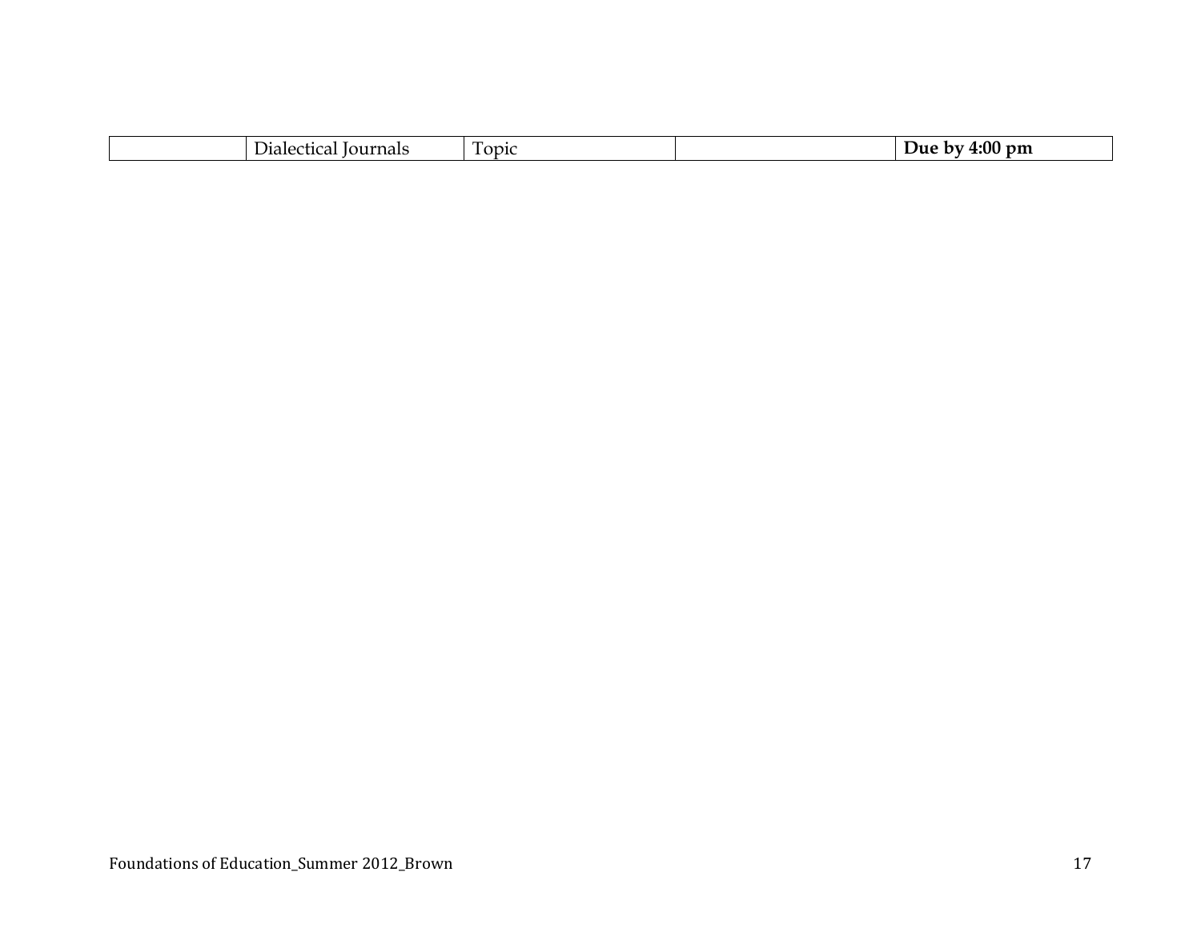| | Dialectical Journals | Topic | | **Due by 4:00 pm** |
|---|---|---|---|---|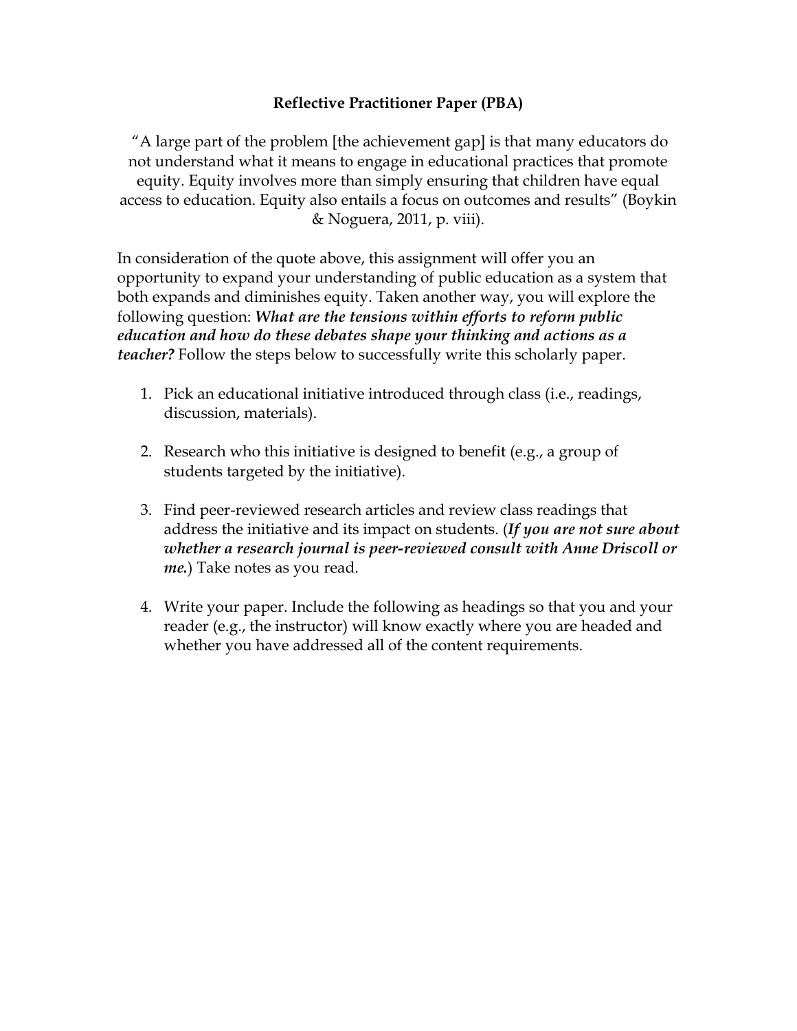## Reflective Practitioner Paper (PBA)

"A large part of the problem [the achievement gap] is that many educators do not understand what it means to engage in educational practices that promote equity. Equity involves more than simply ensuring that children have equal access to education. Equity also entails a focus on outcomes and results" (Boykin & Noguera, 2011, p. viii).

In consideration of the quote above, this assignment will offer you an opportunity to expand your understanding of public education as a system that both expands and diminishes equity. Taken another way, you will explore the following question: ***What are the tensions within efforts to reform public education and how do these debates shape your thinking and actions as a teacher?*** Follow the steps below to successfully write this scholarly paper.

1. Pick an educational initiative introduced through class (i.e., readings, discussion, materials).

2. Research who this initiative is designed to benefit (e.g., a group of students targeted by the initiative).

3. Find peer-reviewed research articles and review class readings that address the initiative and its impact on students. (***If you are not sure about whether a research journal is peer-reviewed consult with Anne Driscoll or me.***) Take notes as you read.

4. Write your paper. Include the following as headings so that you and your reader (e.g., the instructor) will know exactly where you are headed and whether you have addressed all of the content requirements.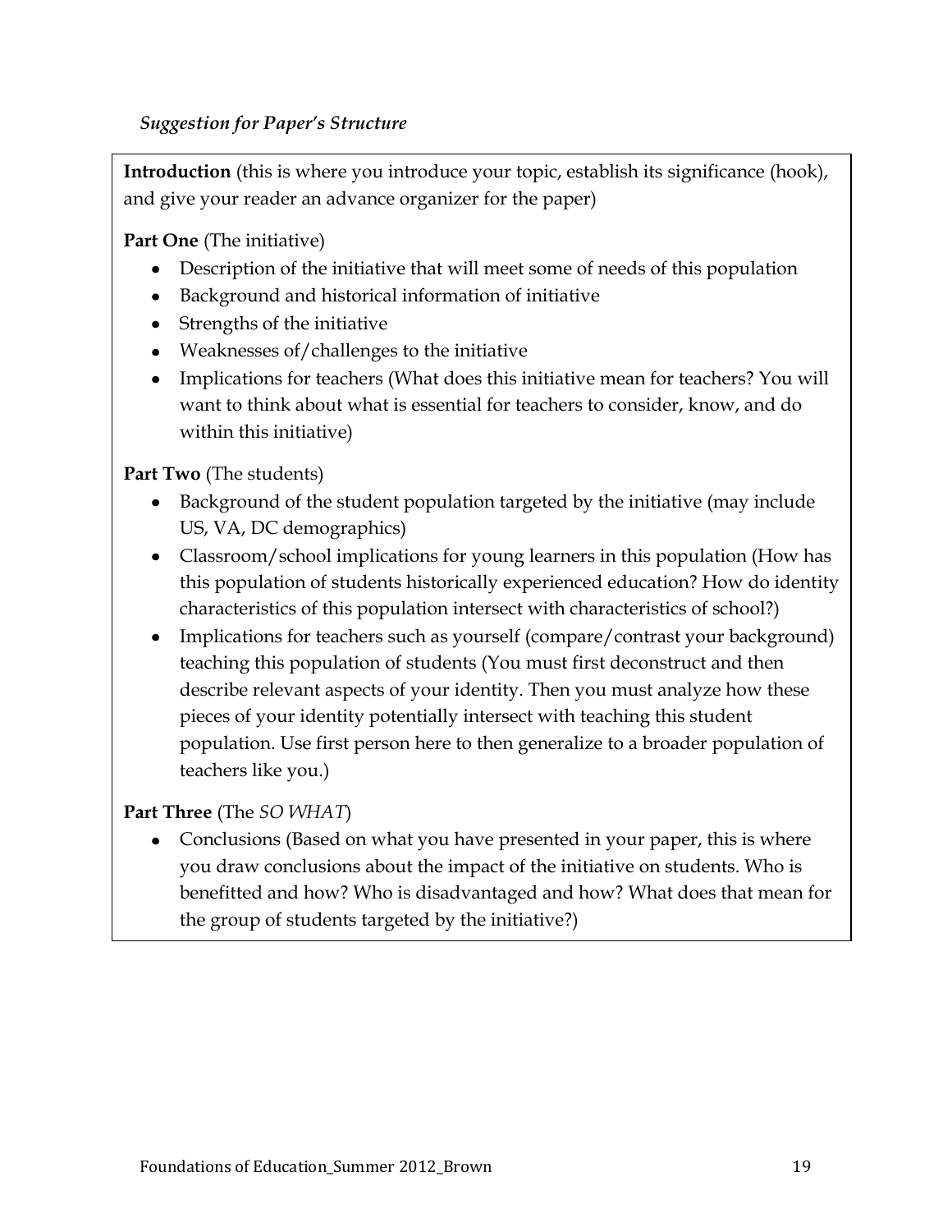***Suggestion for Paper's Structure***

**Introduction** (this is where you introduce your topic, establish its significance (hook), and give your reader an advance organizer for the paper)

**Part One** (The initiative)

- Description of the initiative that will meet some of needs of this population
- Background and historical information of initiative
- Strengths of the initiative
- Weaknesses of/challenges to the initiative
- Implications for teachers (What does this initiative mean for teachers? You will want to think about what is essential for teachers to consider, know, and do within this initiative)

**Part Two** (The students)

- Background of the student population targeted by the initiative (may include US, VA, DC demographics)
- Classroom/school implications for young learners in this population (How has this population of students historically experienced education? How do identity characteristics of this population intersect with characteristics of school?)
- Implications for teachers such as yourself (compare/contrast your background) teaching this population of students (You must first deconstruct and then describe relevant aspects of your identity. Then you must analyze how these pieces of your identity potentially intersect with teaching this student population. Use first person here to then generalize to a broader population of teachers like you.)

**Part Three** (The *SO WHAT*)

- Conclusions (Based on what you have presented in your paper, this is where you draw conclusions about the impact of the initiative on students. Who is benefitted and how? Who is disadvantaged and how? What does that mean for the group of students targeted by the initiative?)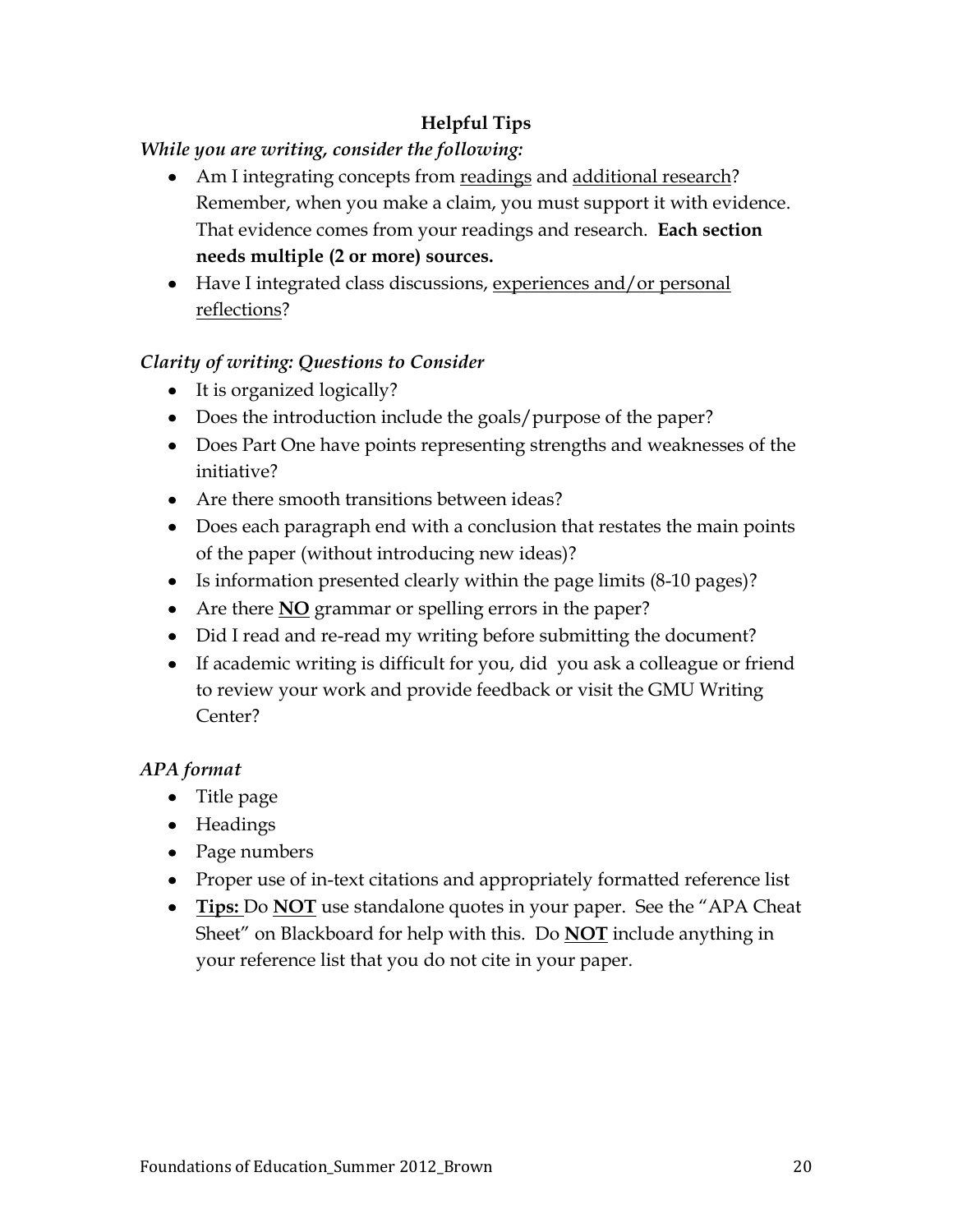**Helpful Tips**

*While you are writing, consider the following:*

- Am I integrating concepts from <u>readings</u> and <u>additional research</u>? Remember, when you make a claim, you must support it with evidence. That evidence comes from your readings and research. **Each section needs multiple (2 or more) sources.**
- Have I integrated class discussions, <u>experiences and/or personal reflections</u>?

*Clarity of writing: Questions to Consider*

- It is organized logically?
- Does the introduction include the goals/purpose of the paper?
- Does Part One have points representing strengths and weaknesses of the initiative?
- Are there smooth transitions between ideas?
- Does each paragraph end with a conclusion that restates the main points of the paper (without introducing new ideas)?
- Is information presented clearly within the page limits (8-10 pages)?
- Are there **<u>NO</u>** grammar or spelling errors in the paper?
- Did I read and re-read my writing before submitting the document?
- If academic writing is difficult for you, did you ask a colleague or friend to review your work and provide feedback or visit the GMU Writing Center?

*APA format*

- Title page
- Headings
- Page numbers
- Proper use of in-text citations and appropriately formatted reference list
- **<u>Tips:</u>** Do **<u>NOT</u>** use standalone quotes in your paper. See the "APA Cheat Sheet" on Blackboard for help with this. Do **<u>NOT</u>** include anything in your reference list that you do not cite in your paper.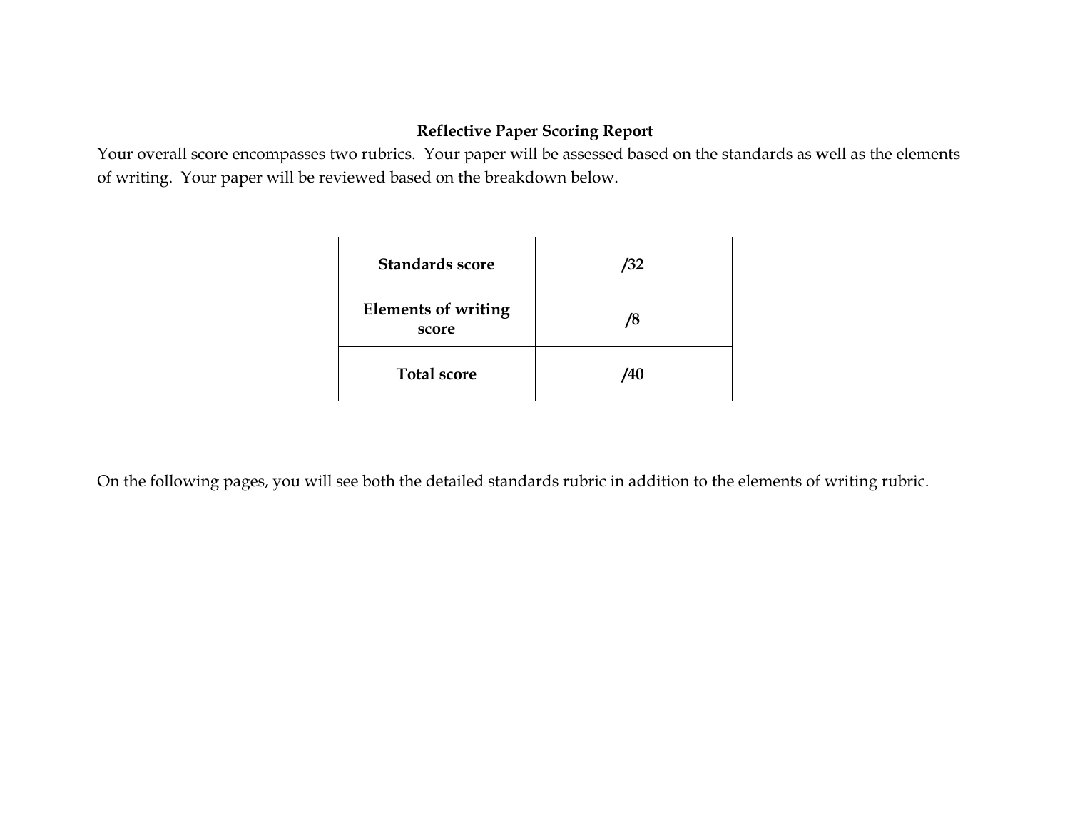## Reflective Paper Scoring Report

Your overall score encompasses two rubrics. Your paper will be assessed based on the standards as well as the elements of writing. Your paper will be reviewed based on the breakdown below.

| **Standards score** | **/32** |
|---|---|
| **Elements of writing score** | **/8** |
| **Total score** | **/40** |

On the following pages, you will see both the detailed standards rubric in addition to the elements of writing rubric.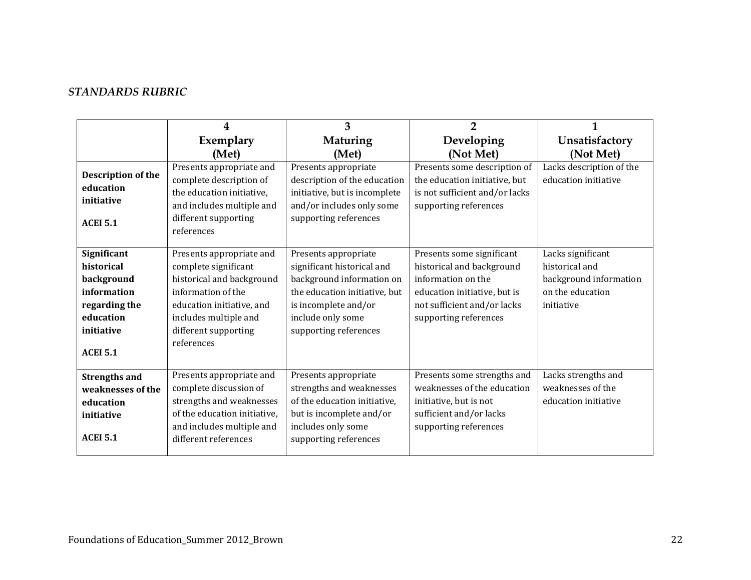*STANDARDS RUBRIC*

| | 4<br>**Exemplary**<br>**(Met)** | 3<br>**Maturing**<br>**(Met)** | 2<br>**Developing**<br>**(Not Met)** | 1<br>**Unsatisfactory**<br>**(Not Met)** |
|---|---|---|---|---|
| **Description of the education initiative**<br><br>**ACEI 5.1** | Presents appropriate and complete description of the education initiative, and includes multiple and different supporting references | Presents appropriate description of the education initiative, but is incomplete and/or includes only some supporting references | Presents some description of the education initiative, but is not sufficient and/or lacks supporting references | Lacks description of the education initiative |
| **Significant historical background information regarding the education initiative**<br><br>**ACEI 5.1** | Presents appropriate and complete significant historical and background information of the education initiative, and includes multiple and different supporting references | Presents appropriate significant historical and background information on the education initiative, but is incomplete and/or include only some supporting references | Presents some significant historical and background information on the education initiative, but is not sufficient and/or lacks supporting references | Lacks significant historical and background information on the education initiative |
| **Strengths and weaknesses of the education initiative**<br><br>**ACEI 5.1** | Presents appropriate and complete discussion of strengths and weaknesses of the education initiative, and includes multiple and different references | Presents appropriate strengths and weaknesses of the education initiative, but is incomplete and/or includes only some supporting references | Presents some strengths and weaknesses of the education initiative, but is not sufficient and/or lacks supporting references | Lacks strengths and weaknesses of the education initiative |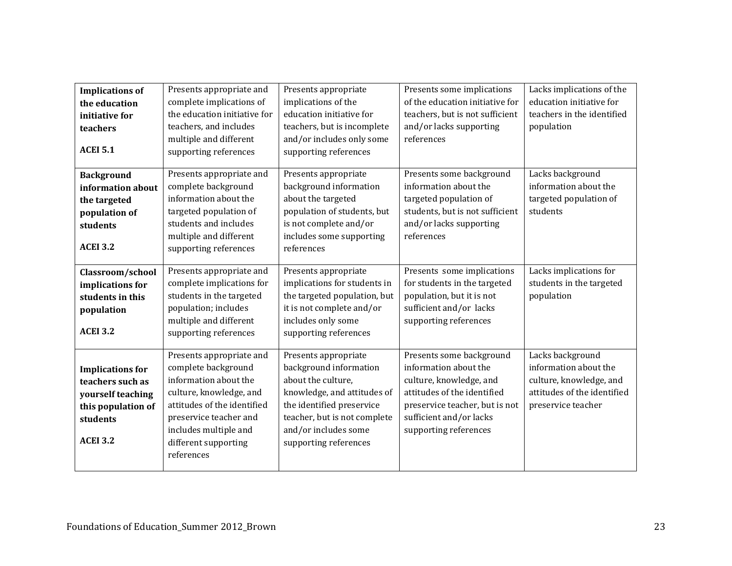| | | | | |
|---|---|---|---|---|
| **Implications of the education initiative for teachers**<br><br>**ACEI 5.1** | Presents appropriate and complete implications of the education initiative for teachers, and includes multiple and different supporting references | Presents appropriate implications of the education initiative for teachers, but is incomplete and/or includes only some supporting references | Presents some implications of the education initiative for teachers, but is not sufficient and/or lacks supporting references | Lacks implications of the education initiative for teachers in the identified population |
| **Background information about the targeted population of students**<br><br>**ACEI 3.2** | Presents appropriate and complete background information about the targeted population of students and includes multiple and different supporting references | Presents appropriate background information about the targeted population of students, but is not complete and/or includes some supporting references | Presents some background information about the targeted population of students, but is not sufficient and/or lacks supporting references | Lacks background information about the targeted population of students |
| **Classroom/school implications for students in this population**<br><br>**ACEI 3.2** | Presents appropriate and complete implications for students in the targeted population; includes multiple and different supporting references | Presents appropriate implications for students in the targeted population, but it is not complete and/or includes only some supporting references | Presents some implications for students in the targeted population, but it is not sufficient and/or lacks supporting references | Lacks implications for students in the targeted population |
| **Implications for teachers such as yourself teaching this population of students**<br><br>**ACEI 3.2** | Presents appropriate and complete background information about the culture, knowledge, and attitudes of the identified preservice teacher and includes multiple and different supporting references | Presents appropriate background information about the culture, knowledge, and attitudes of the identified preservice teacher, but is not complete and/or includes some supporting references | Presents some background information about the culture, knowledge, and attitudes of the identified preservice teacher, but is not sufficient and/or lacks supporting references | Lacks background information about the culture, knowledge, and attitudes of the identified preservice teacher |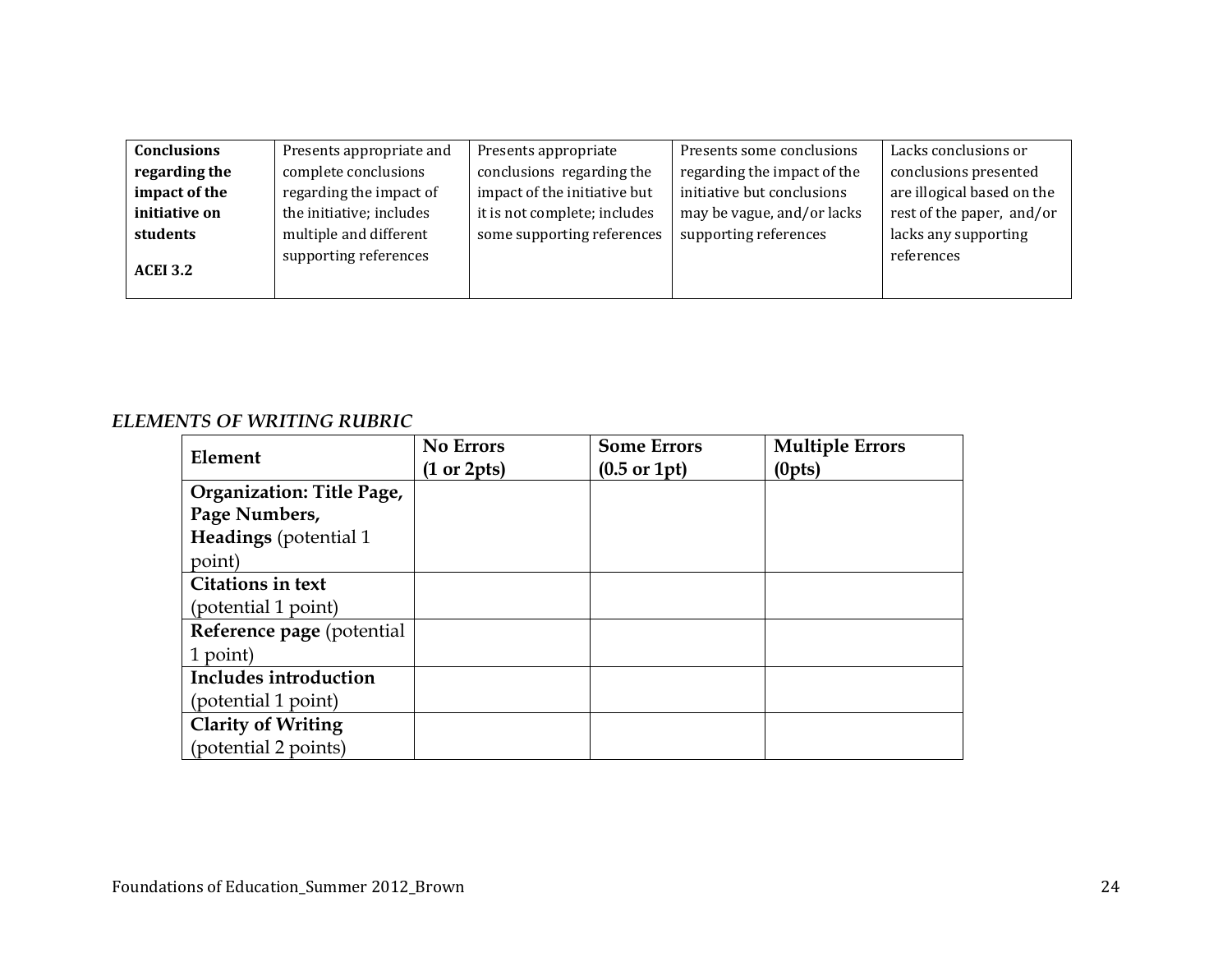| **Conclusions regarding the impact of the initiative on students**<br><br>**ACEI 3.2** | Presents appropriate and complete conclusions regarding the impact of the initiative; includes multiple and different supporting references | Presents appropriate conclusions regarding the impact of the initiative but it is not complete; includes some supporting references | Presents some conclusions regarding the impact of the initiative but conclusions may be vague, and/or lacks supporting references | Lacks conclusions or conclusions presented are illogical based on the rest of the paper, and/or lacks any supporting references |
|---|---|---|---|---|

***ELEMENTS OF WRITING RUBRIC***

| Element | No Errors (1 or 2pts) | Some Errors (0.5 or 1pt) | Multiple Errors (0pts) |
|---|---|---|---|
| **Organization: Title Page, Page Numbers, Headings** (potential 1 point) | | | |
| **Citations in text** (potential 1 point) | | | |
| **Reference page** (potential 1 point) | | | |
| **Includes introduction** (potential 1 point) | | | |
| **Clarity of Writing** (potential 2 points) | | | |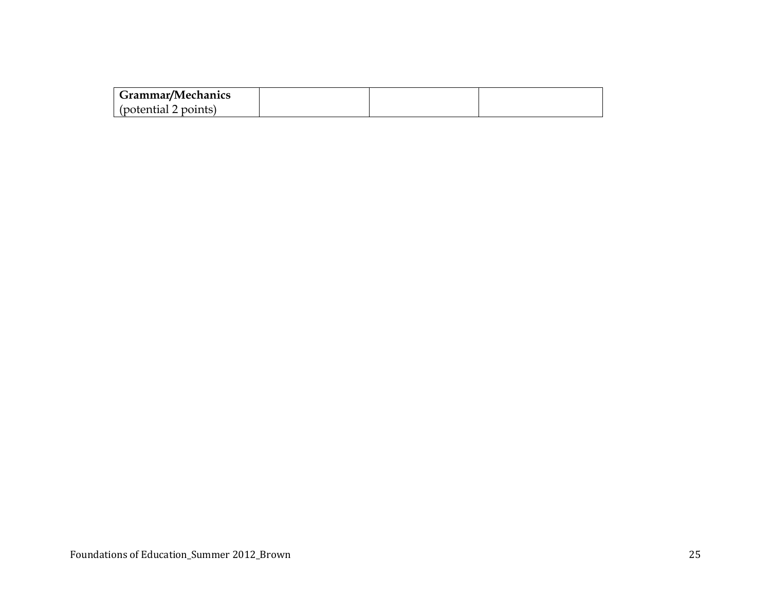| | | | |
|---|---|---|---|
| **Grammar/Mechanics** (potential 2 points) | | | |